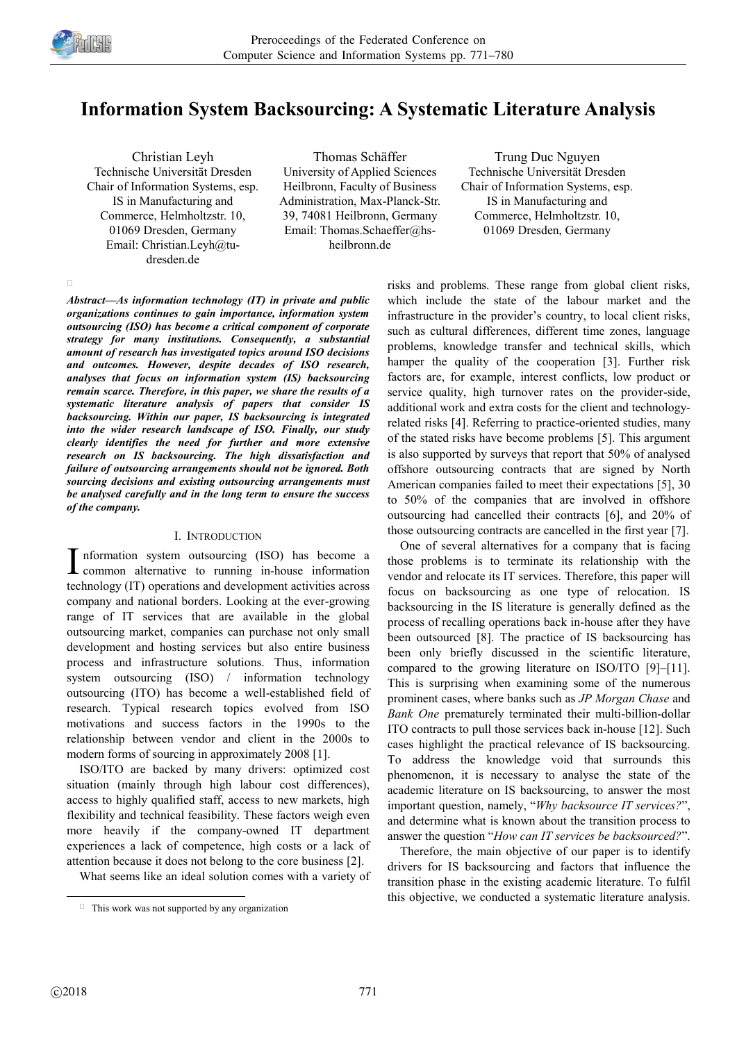# Information System Backsourcing: A Systematic Literature Analysis

Christian Leyh
Technische Universität Dresden
Chair of Information Systems, esp. IS in Manufacturing and Commerce, Helmholtzstr. 10, 01069 Dresden, Germany
Email: Christian.Leyh@tu-dresden.de

Thomas Schäffer
University of Applied Sciences Heilbronn, Faculty of Business Administration, Max-Planck-Str. 39, 74081 Heilbronn, Germany
Email: Thomas.Schaeffer@hs-heilbronn.de

Trung Duc Nguyen
Technische Universität Dresden
Chair of Information Systems, esp. IS in Manufacturing and Commerce, Helmholtzstr. 10, 01069 Dresden, Germany

***Abstract*—As information technology (IT) in private and public organizations continues to gain importance, information system outsourcing (ISO) has become a critical component of corporate strategy for many institutions. Consequently, a substantial amount of research has investigated topics around ISO decisions and outcomes. However, despite decades of ISO research, analyses that focus on information system (IS) backsourcing remain scarce. Therefore, in this paper, we share the results of a systematic literature analysis of papers that consider IS backsourcing. Within our paper, IS backsourcing is integrated into the wider research landscape of ISO. Finally, our study clearly identifies the need for further and more extensive research on IS backsourcing. The high dissatisfaction and failure of outsourcing arrangements should not be ignored. Both sourcing decisions and existing outsourcing arrangements must be analysed carefully and in the long term to ensure the success of the company.**

## I. Introduction

Information system outsourcing (ISO) has become a common alternative to running in-house information technology (IT) operations and development activities across company and national borders. Looking at the ever-growing range of IT services that are available in the global outsourcing market, companies can purchase not only small development and hosting services but also entire business process and infrastructure solutions. Thus, information system outsourcing (ISO) / information technology outsourcing (ITO) has become a well-established field of research. Typical research topics evolved from ISO motivations and success factors in the 1990s to the relationship between vendor and client in the 2000s to modern forms of sourcing in approximately 2008 [1].

ISO/ITO are backed by many drivers: optimized cost situation (mainly through high labour cost differences), access to highly qualified staff, access to new markets, high flexibility and technical feasibility. These factors weigh even more heavily if the company-owned IT department experiences a lack of competence, high costs or a lack of attention because it does not belong to the core business [2].

What seems like an ideal solution comes with a variety of risks and problems. These range from global client risks, which include the state of the labour market and the infrastructure in the provider's country, to local client risks, such as cultural differences, different time zones, language problems, knowledge transfer and technical skills, which hamper the quality of the cooperation [3]. Further risk factors are, for example, interest conflicts, low product or service quality, high turnover rates on the provider-side, additional work and extra costs for the client and technology-related risks [4]. Referring to practice-oriented studies, many of the stated risks have become problems [5]. This argument is also supported by surveys that report that 50% of analysed offshore outsourcing contracts that are signed by North American companies failed to meet their expectations [5], 30 to 50% of the companies that are involved in offshore outsourcing had cancelled their contracts [6], and 20% of those outsourcing contracts are cancelled in the first year [7].

One of several alternatives for a company that is facing those problems is to terminate its relationship with the vendor and relocate its IT services. Therefore, this paper will focus on backsourcing as one type of relocation. IS backsourcing in the IS literature is generally defined as the process of recalling operations back in-house after they have been outsourced [8]. The practice of IS backsourcing has been only briefly discussed in the scientific literature, compared to the growing literature on ISO/ITO [9]–[11]. This is surprising when examining some of the numerous prominent cases, where banks such as *JP Morgan Chase* and *Bank One* prematurely terminated their multi-billion-dollar ITO contracts to pull those services back in-house [12]. Such cases highlight the practical relevance of IS backsourcing. To address the knowledge void that surrounds this phenomenon, it is necessary to analyse the state of the academic literature on IS backsourcing, to answer the most important question, namely, "*Why backsource IT services?*", and determine what is known about the transition process to answer the question "*How can IT services be backsourced?*".

Therefore, the main objective of our paper is to identify drivers for IS backsourcing and factors that influence the transition phase in the existing academic literature. To fulfil this objective, we conducted a systematic literature analysis.

This work was not supported by any organization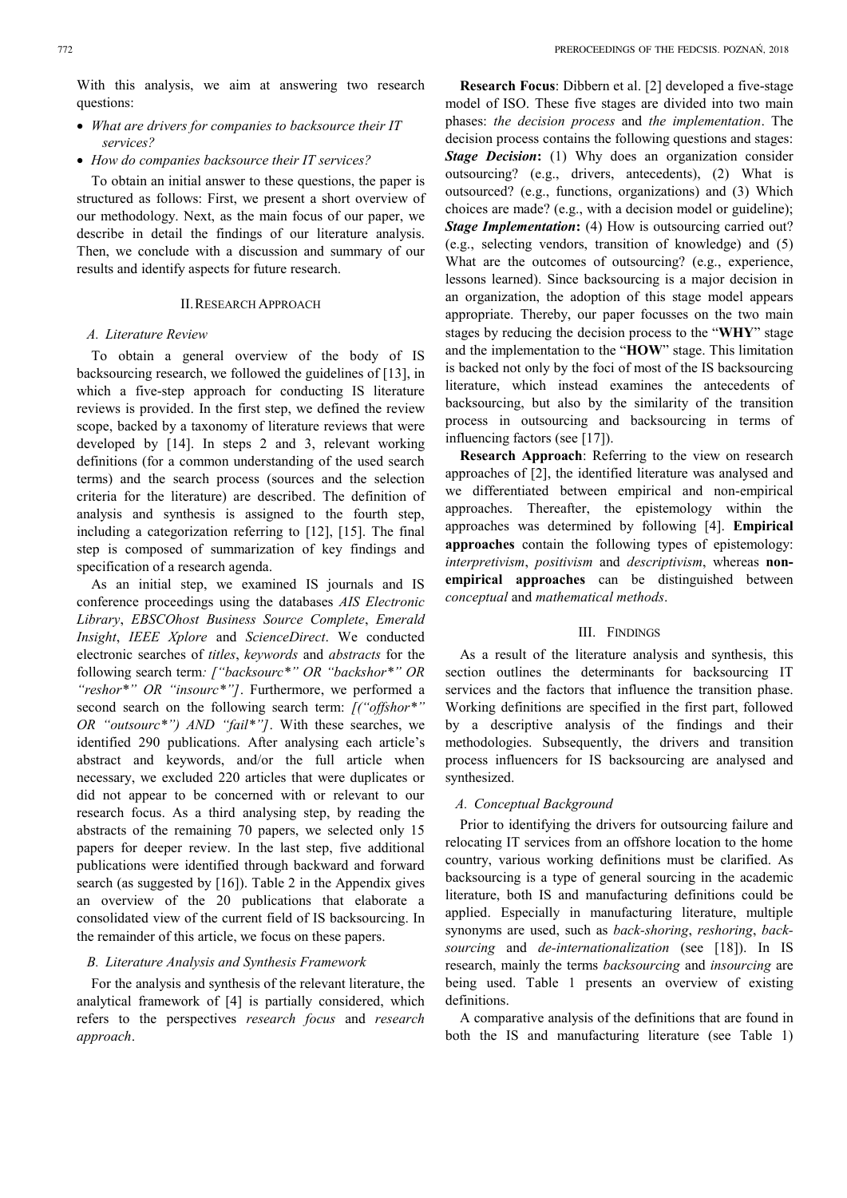With this analysis, we aim at answering two research questions:

- *What are drivers for companies to backsource their IT services?*
- *How do companies backsource their IT services?*

To obtain an initial answer to these questions, the paper is structured as follows: First, we present a short overview of our methodology. Next, as the main focus of our paper, we describe in detail the findings of our literature analysis. Then, we conclude with a discussion and summary of our results and identify aspects for future research.

## II. Research Approach

### A. Literature Review

To obtain a general overview of the body of IS backsourcing research, we followed the guidelines of [13], in which a five-step approach for conducting IS literature reviews is provided. In the first step, we defined the review scope, backed by a taxonomy of literature reviews that were developed by [14]. In steps 2 and 3, relevant working definitions (for a common understanding of the used search terms) and the search process (sources and the selection criteria for the literature) are described. The definition of analysis and synthesis is assigned to the fourth step, including a categorization referring to [12], [15]. The final step is composed of summarization of key findings and specification of a research agenda.

As an initial step, we examined IS journals and IS conference proceedings using the databases *AIS Electronic Library*, *EBSCOhost Business Source Complete*, *Emerald Insight*, *IEEE Xplore* and *ScienceDirect*. We conducted electronic searches of *titles*, *keywords* and *abstracts* for the following search term*: ["backsourc*" OR "backshor*" OR "reshor*" OR "insourc*"]*. Furthermore, we performed a second search on the following search term: *[("offshor*" OR "outsourc*") AND "fail*"]*. With these searches, we identified 290 publications. After analysing each article's abstract and keywords, and/or the full article when necessary, we excluded 220 articles that were duplicates or did not appear to be concerned with or relevant to our research focus. As a third analysing step, by reading the abstracts of the remaining 70 papers, we selected only 15 papers for deeper review. In the last step, five additional publications were identified through backward and forward search (as suggested by [16]). Table 2 in the Appendix gives an overview of the 20 publications that elaborate a consolidated view of the current field of IS backsourcing. In the remainder of this article, we focus on these papers.

### B. Literature Analysis and Synthesis Framework

For the analysis and synthesis of the relevant literature, the analytical framework of [4] is partially considered, which refers to the perspectives *research focus* and *research approach*.

**Research Focus**: Dibbern et al. [2] developed a five-stage model of ISO. These five stages are divided into two main phases: *the decision process* and *the implementation*. The decision process contains the following questions and stages: ***Stage Decision*:** (1) Why does an organization consider outsourcing? (e.g., drivers, antecedents), (2) What is outsourced? (e.g., functions, organizations) and (3) Which choices are made? (e.g., with a decision model or guideline); ***Stage Implementation*:** (4) How is outsourcing carried out? (e.g., selecting vendors, transition of knowledge) and (5) What are the outcomes of outsourcing? (e.g., experience, lessons learned). Since backsourcing is a major decision in an organization, the adoption of this stage model appears appropriate. Thereby, our paper focusses on the two main stages by reducing the decision process to the "**WHY**" stage and the implementation to the "**HOW**" stage. This limitation is backed not only by the foci of most of the IS backsourcing literature, which instead examines the antecedents of backsourcing, but also by the similarity of the transition process in outsourcing and backsourcing in terms of influencing factors (see [17]).

**Research Approach**: Referring to the view on research approaches of [2], the identified literature was analysed and we differentiated between empirical and non-empirical approaches. Thereafter, the epistemology within the approaches was determined by following [4]. **Empirical approaches** contain the following types of epistemology: *interpretivism*, *positivism* and *descriptivism*, whereas **non-empirical approaches** can be distinguished between *conceptual* and *mathematical methods*.

## III. Findings

As a result of the literature analysis and synthesis, this section outlines the determinants for backsourcing IT services and the factors that influence the transition phase. Working definitions are specified in the first part, followed by a descriptive analysis of the findings and their methodologies. Subsequently, the drivers and transition process influencers for IS backsourcing are analysed and synthesized.

### A. Conceptual Background

Prior to identifying the drivers for outsourcing failure and relocating IT services from an offshore location to the home country, various working definitions must be clarified. As backsourcing is a type of general sourcing in the academic literature, both IS and manufacturing definitions could be applied. Especially in manufacturing literature, multiple synonyms are used, such as *back-shoring*, *reshoring*, *back-sourcing* and *de-internationalization* (see [18]). In IS research, mainly the terms *backsourcing* and *insourcing* are being used. Table 1 presents an overview of existing definitions.

A comparative analysis of the definitions that are found in both the IS and manufacturing literature (see Table 1)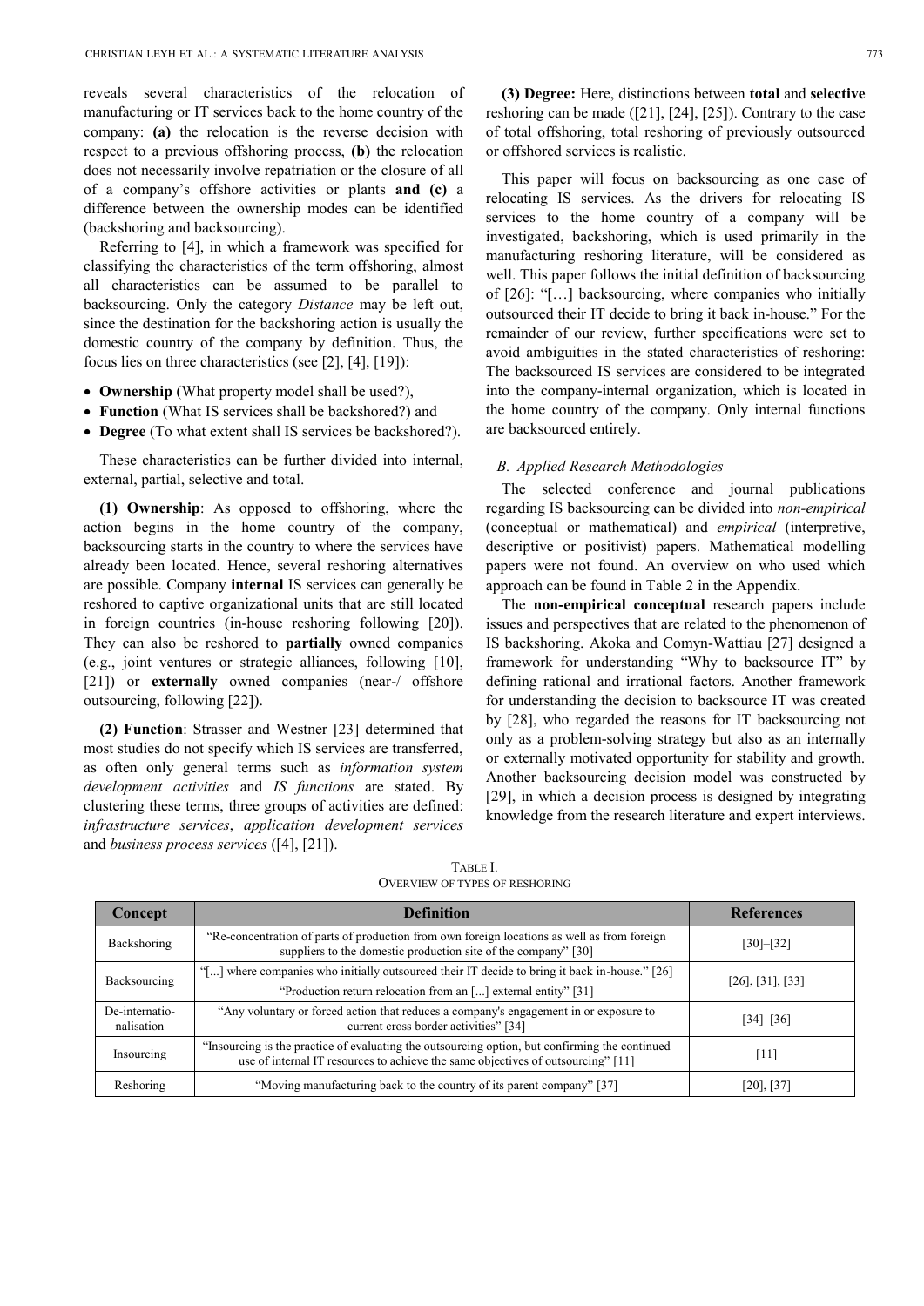reveals several characteristics of the relocation of manufacturing or IT services back to the home country of the company: **(a)** the relocation is the reverse decision with respect to a previous offshoring process, **(b)** the relocation does not necessarily involve repatriation or the closure of all of a company's offshore activities or plants **and (c)** a difference between the ownership modes can be identified (backshoring and backsourcing).

Referring to [4], in which a framework was specified for classifying the characteristics of the term offshoring, almost all characteristics can be assumed to be parallel to backsourcing. Only the category *Distance* may be left out, since the destination for the backshoring action is usually the domestic country of the company by definition. Thus, the focus lies on three characteristics (see [2], [4], [19]):

- **Ownership** (What property model shall be used?),
- **Function** (What IS services shall be backshored?) and
- **Degree** (To what extent shall IS services be backshored?).

These characteristics can be further divided into internal, external, partial, selective and total.

**(1) Ownership**: As opposed to offshoring, where the action begins in the home country of the company, backsourcing starts in the country to where the services have already been located. Hence, several reshoring alternatives are possible. Company **internal** IS services can generally be reshored to captive organizational units that are still located in foreign countries (in-house reshoring following [20]). They can also be reshored to **partially** owned companies (e.g., joint ventures or strategic alliances, following [10], [21]) or **externally** owned companies (near-/ offshore outsourcing, following [22]).

**(2) Function**: Strasser and Westner [23] determined that most studies do not specify which IS services are transferred, as often only general terms such as *information system development activities* and *IS functions* are stated. By clustering these terms, three groups of activities are defined: *infrastructure services*, *application development services* and *business process services* ([4], [21]).

**(3) Degree:** Here, distinctions between **total** and **selective** reshoring can be made ([21], [24], [25]). Contrary to the case of total offshoring, total reshoring of previously outsourced or offshored services is realistic.

This paper will focus on backsourcing as one case of relocating IS services. As the drivers for relocating IS services to the home country of a company will be investigated, backshoring, which is used primarily in the manufacturing reshoring literature, will be considered as well. This paper follows the initial definition of backsourcing of [26]: "[…] backsourcing, where companies who initially outsourced their IT decide to bring it back in-house." For the remainder of our review, further specifications were set to avoid ambiguities in the stated characteristics of reshoring: The backsourced IS services are considered to be integrated into the company-internal organization, which is located in the home country of the company. Only internal functions are backsourced entirely.

### *B. Applied Research Methodologies*

The selected conference and journal publications regarding IS backsourcing can be divided into *non-empirical* (conceptual or mathematical) and *empirical* (interpretive, descriptive or positivist) papers. Mathematical modelling papers were not found. An overview on who used which approach can be found in Table 2 in the Appendix.

The **non-empirical conceptual** research papers include issues and perspectives that are related to the phenomenon of IS backshoring. Akoka and Comyn-Wattiau [27] designed a framework for understanding "Why to backsource IT" by defining rational and irrational factors. Another framework for understanding the decision to backsource IT was created by [28], who regarded the reasons for IT backsourcing not only as a problem-solving strategy but also as an internally or externally motivated opportunity for stability and growth. Another backsourcing decision model was constructed by [29], in which a decision process is designed by integrating knowledge from the research literature and expert interviews.

TABLE I.
OVERVIEW OF TYPES OF RESHORING

| Concept | Definition | References |
|---|---|---|
| Backshoring | "Re-concentration of parts of production from own foreign locations as well as from foreign suppliers to the domestic production site of the company" [30] | [30]–[32] |
| Backsourcing | "[...] where companies who initially outsourced their IT decide to bring it back in-house." [26] "Production return relocation from an [...] external entity" [31] | [26], [31], [33] |
| De-internatio-nalisation | "Any voluntary or forced action that reduces a company's engagement in or exposure to current cross border activities" [34] | [34]–[36] |
| Insourcing | "Insourcing is the practice of evaluating the outsourcing option, but confirming the continued use of internal IT resources to achieve the same objectives of outsourcing" [11] | [11] |
| Reshoring | "Moving manufacturing back to the country of its parent company" [37] | [20], [37] |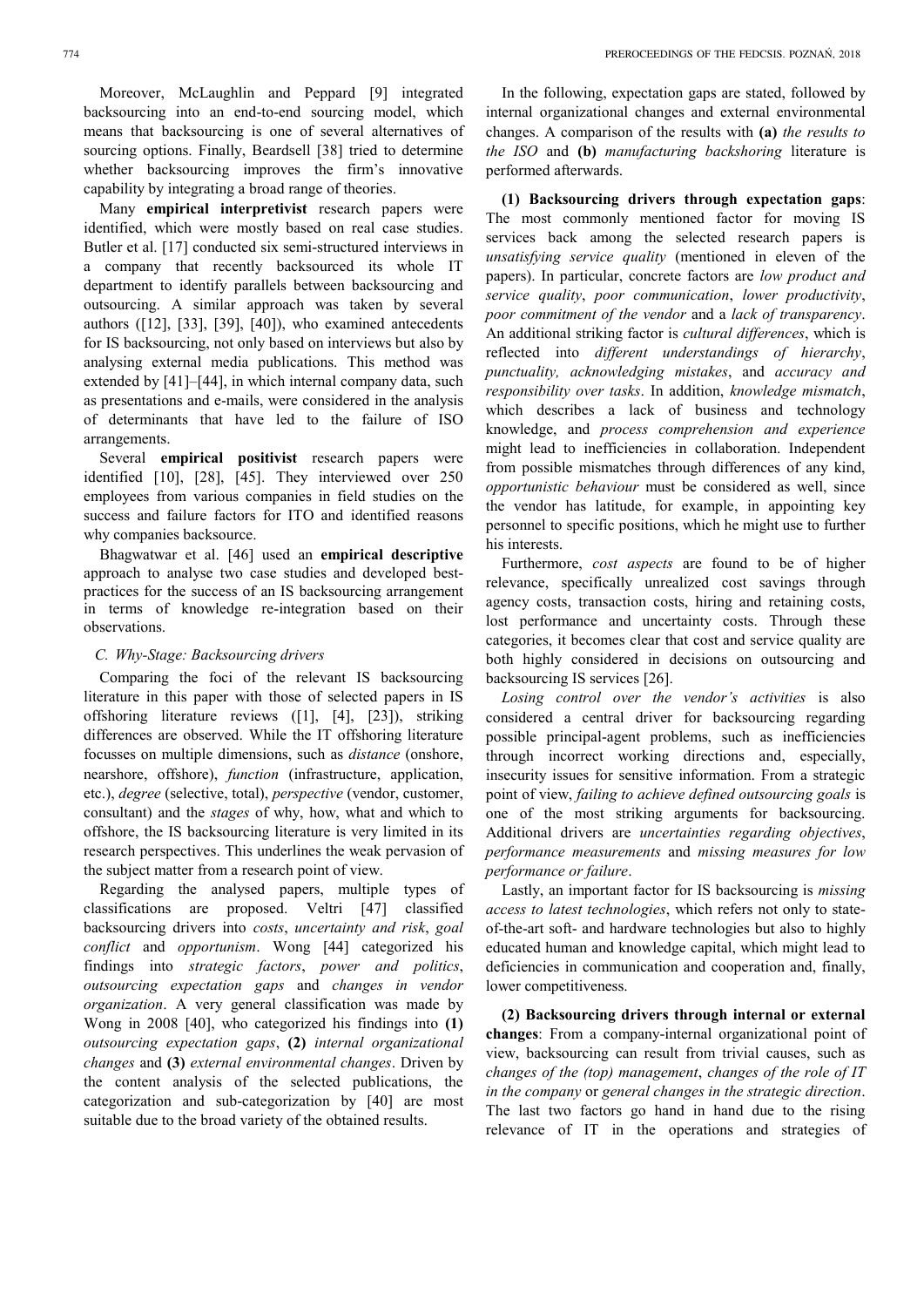Moreover, McLaughlin and Peppard [9] integrated backsourcing into an end-to-end sourcing model, which means that backsourcing is one of several alternatives of sourcing options. Finally, Beardsell [38] tried to determine whether backsourcing improves the firm's innovative capability by integrating a broad range of theories.

Many **empirical interpretivist** research papers were identified, which were mostly based on real case studies. Butler et al. [17] conducted six semi-structured interviews in a company that recently backsourced its whole IT department to identify parallels between backsourcing and outsourcing. A similar approach was taken by several authors ([12], [33], [39], [40]), who examined antecedents for IS backsourcing, not only based on interviews but also by analysing external media publications. This method was extended by [41]–[44], in which internal company data, such as presentations and e-mails, were considered in the analysis of determinants that have led to the failure of ISO arrangements.

Several **empirical positivist** research papers were identified [10], [28], [45]. They interviewed over 250 employees from various companies in field studies on the success and failure factors for ITO and identified reasons why companies backsource.

Bhagwatwar et al. [46] used an **empirical descriptive** approach to analyse two case studies and developed best-practices for the success of an IS backsourcing arrangement in terms of knowledge re-integration based on their observations.

### *C. Why-Stage: Backsourcing drivers*

Comparing the foci of the relevant IS backsourcing literature in this paper with those of selected papers in IS offshoring literature reviews ([1], [4], [23]), striking differences are observed. While the IT offshoring literature focusses on multiple dimensions, such as *distance* (onshore, nearshore, offshore), *function* (infrastructure, application, etc.), *degree* (selective, total), *perspective* (vendor, customer, consultant) and the *stages* of why, how, what and which to offshore, the IS backsourcing literature is very limited in its research perspectives. This underlines the weak pervasion of the subject matter from a research point of view.

Regarding the analysed papers, multiple types of classifications are proposed. Veltri [47] classified backsourcing drivers into *costs*, *uncertainty and risk*, *goal conflict* and *opportunism*. Wong [44] categorized his findings into *strategic factors*, *power and politics*, *outsourcing expectation gaps* and *changes in vendor organization*. A very general classification was made by Wong in 2008 [40], who categorized his findings into **(1)** *outsourcing expectation gaps*, **(2)** *internal organizational changes* and **(3)** *external environmental changes*. Driven by the content analysis of the selected publications, the categorization and sub-categorization by [40] are most suitable due to the broad variety of the obtained results.

In the following, expectation gaps are stated, followed by internal organizational changes and external environmental changes. A comparison of the results with **(a)** *the results to the ISO* and **(b)** *manufacturing backshoring* literature is performed afterwards.

**(1) Backsourcing drivers through expectation gaps**: The most commonly mentioned factor for moving IS services back among the selected research papers is *unsatisfying service quality* (mentioned in eleven of the papers). In particular, concrete factors are *low product and service quality*, *poor communication*, *lower productivity*, *poor commitment of the vendor* and a *lack of transparency*. An additional striking factor is *cultural differences*, which is reflected into *different understandings of hierarchy*, *punctuality, acknowledging mistakes*, and *accuracy and responsibility over tasks*. In addition, *knowledge mismatch*, which describes a lack of business and technology knowledge, and *process comprehension and experience* might lead to inefficiencies in collaboration. Independent from possible mismatches through differences of any kind, *opportunistic behaviour* must be considered as well, since the vendor has latitude, for example, in appointing key personnel to specific positions, which he might use to further his interests.

Furthermore, *cost aspects* are found to be of higher relevance, specifically unrealized cost savings through agency costs, transaction costs, hiring and retaining costs, lost performance and uncertainty costs. Through these categories, it becomes clear that cost and service quality are both highly considered in decisions on outsourcing and backsourcing IS services [26].

*Losing control over the vendor's activities* is also considered a central driver for backsourcing regarding possible principal-agent problems, such as inefficiencies through incorrect working directions and, especially, insecurity issues for sensitive information. From a strategic point of view, *failing to achieve defined outsourcing goals* is one of the most striking arguments for backsourcing. Additional drivers are *uncertainties regarding objectives*, *performance measurements* and *missing measures for low performance or failure*.

Lastly, an important factor for IS backsourcing is *missing access to latest technologies*, which refers not only to state-of-the-art soft- and hardware technologies but also to highly educated human and knowledge capital, which might lead to deficiencies in communication and cooperation and, finally, lower competitiveness.

**(2) Backsourcing drivers through internal or external changes**: From a company-internal organizational point of view, backsourcing can result from trivial causes, such as *changes of the (top) management*, *changes of the role of IT in the company* or *general changes in the strategic direction*. The last two factors go hand in hand due to the rising relevance of IT in the operations and strategies of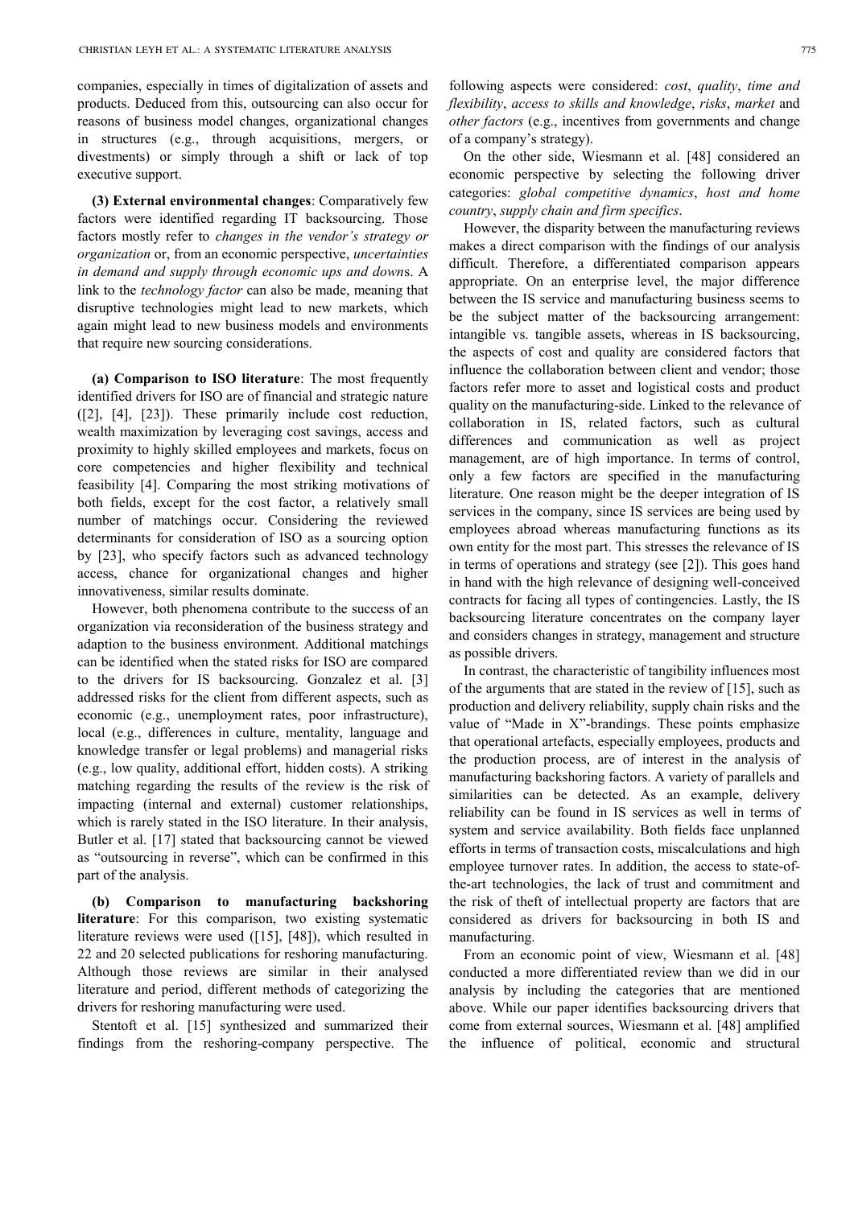companies, especially in times of digitalization of assets and products. Deduced from this, outsourcing can also occur for reasons of business model changes, organizational changes in structures (e.g., through acquisitions, mergers, or divestments) or simply through a shift or lack of top executive support.

**(3) External environmental changes**: Comparatively few factors were identified regarding IT backsourcing. Those factors mostly refer to *changes in the vendor's strategy or organization* or, from an economic perspective, *uncertainties in demand and supply through economic ups and down*s. A link to the *technology factor* can also be made, meaning that disruptive technologies might lead to new markets, which again might lead to new business models and environments that require new sourcing considerations.

**(a) Comparison to ISO literature**: The most frequently identified drivers for ISO are of financial and strategic nature ([2], [4], [23]). These primarily include cost reduction, wealth maximization by leveraging cost savings, access and proximity to highly skilled employees and markets, focus on core competencies and higher flexibility and technical feasibility [4]. Comparing the most striking motivations of both fields, except for the cost factor, a relatively small number of matchings occur. Considering the reviewed determinants for consideration of ISO as a sourcing option by [23], who specify factors such as advanced technology access, chance for organizational changes and higher innovativeness, similar results dominate.

However, both phenomena contribute to the success of an organization via reconsideration of the business strategy and adaption to the business environment. Additional matchings can be identified when the stated risks for ISO are compared to the drivers for IS backsourcing. Gonzalez et al. [3] addressed risks for the client from different aspects, such as economic (e.g., unemployment rates, poor infrastructure), local (e.g., differences in culture, mentality, language and knowledge transfer or legal problems) and managerial risks (e.g., low quality, additional effort, hidden costs). A striking matching regarding the results of the review is the risk of impacting (internal and external) customer relationships, which is rarely stated in the ISO literature. In their analysis, Butler et al. [17] stated that backsourcing cannot be viewed as "outsourcing in reverse", which can be confirmed in this part of the analysis.

**(b) Comparison to manufacturing backshoring literature**: For this comparison, two existing systematic literature reviews were used ([15], [48]), which resulted in 22 and 20 selected publications for reshoring manufacturing. Although those reviews are similar in their analysed literature and period, different methods of categorizing the drivers for reshoring manufacturing were used.

Stentoft et al. [15] synthesized and summarized their findings from the reshoring-company perspective. The following aspects were considered: *cost*, *quality*, *time and flexibility*, *access to skills and knowledge*, *risks*, *market* and *other factors* (e.g., incentives from governments and change of a company's strategy).

On the other side, Wiesmann et al. [48] considered an economic perspective by selecting the following driver categories: *global competitive dynamics*, *host and home country*, *supply chain and firm specifics*.

However, the disparity between the manufacturing reviews makes a direct comparison with the findings of our analysis difficult. Therefore, a differentiated comparison appears appropriate. On an enterprise level, the major difference between the IS service and manufacturing business seems to be the subject matter of the backsourcing arrangement: intangible vs. tangible assets, whereas in IS backsourcing, the aspects of cost and quality are considered factors that influence the collaboration between client and vendor; those factors refer more to asset and logistical costs and product quality on the manufacturing-side. Linked to the relevance of collaboration in IS, related factors, such as cultural differences and communication as well as project management, are of high importance. In terms of control, only a few factors are specified in the manufacturing literature. One reason might be the deeper integration of IS services in the company, since IS services are being used by employees abroad whereas manufacturing functions as its own entity for the most part. This stresses the relevance of IS in terms of operations and strategy (see [2]). This goes hand in hand with the high relevance of designing well-conceived contracts for facing all types of contingencies. Lastly, the IS backsourcing literature concentrates on the company layer and considers changes in strategy, management and structure as possible drivers.

In contrast, the characteristic of tangibility influences most of the arguments that are stated in the review of [15], such as production and delivery reliability, supply chain risks and the value of "Made in X"-brandings. These points emphasize that operational artefacts, especially employees, products and the production process, are of interest in the analysis of manufacturing backshoring factors. A variety of parallels and similarities can be detected. As an example, delivery reliability can be found in IS services as well in terms of system and service availability. Both fields face unplanned efforts in terms of transaction costs, miscalculations and high employee turnover rates. In addition, the access to state-of-the-art technologies, the lack of trust and commitment and the risk of theft of intellectual property are factors that are considered as drivers for backsourcing in both IS and manufacturing.

From an economic point of view, Wiesmann et al. [48] conducted a more differentiated review than we did in our analysis by including the categories that are mentioned above. While our paper identifies backsourcing drivers that come from external sources, Wiesmann et al. [48] amplified the influence of political, economic and structural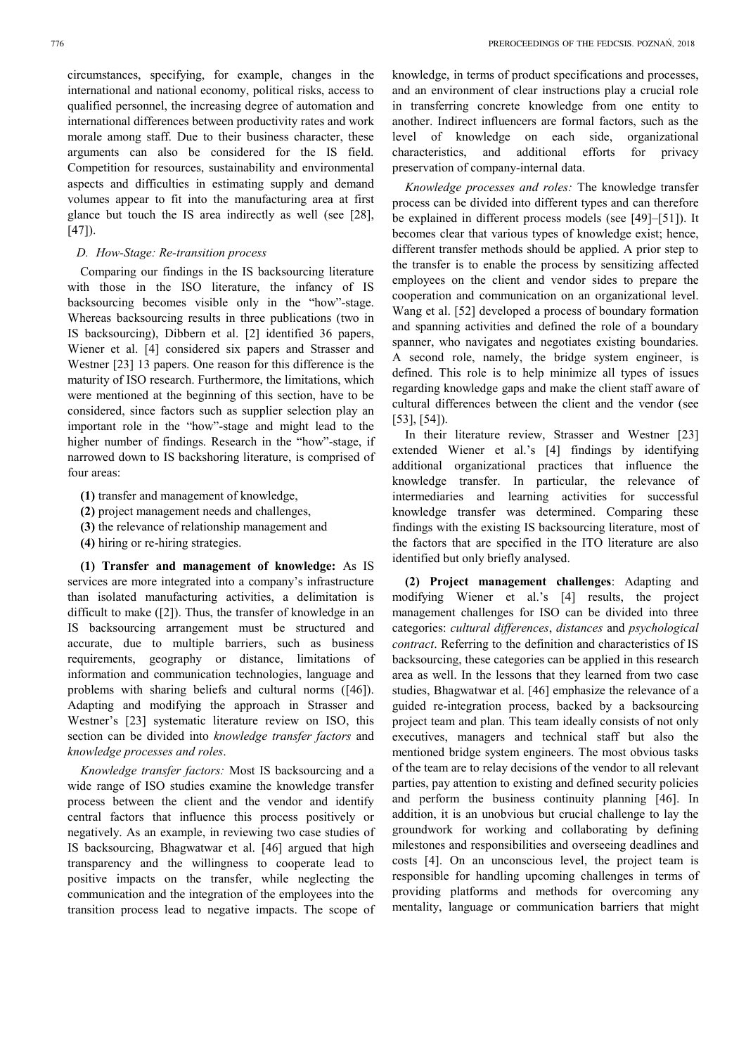circumstances, specifying, for example, changes in the international and national economy, political risks, access to qualified personnel, the increasing degree of automation and international differences between productivity rates and work morale among staff. Due to their business character, these arguments can also be considered for the IS field. Competition for resources, sustainability and environmental aspects and difficulties in estimating supply and demand volumes appear to fit into the manufacturing area at first glance but touch the IS area indirectly as well (see [28], [47]).

### *D. How-Stage: Re-transition process*

Comparing our findings in the IS backsourcing literature with those in the ISO literature, the infancy of IS backsourcing becomes visible only in the "how"-stage. Whereas backsourcing results in three publications (two in IS backsourcing), Dibbern et al. [2] identified 36 papers, Wiener et al. [4] considered six papers and Strasser and Westner [23] 13 papers. One reason for this difference is the maturity of ISO research. Furthermore, the limitations, which were mentioned at the beginning of this section, have to be considered, since factors such as supplier selection play an important role in the "how"-stage and might lead to the higher number of findings. Research in the "how"-stage, if narrowed down to IS backshoring literature, is comprised of four areas:

**(1)** transfer and management of knowledge,
**(2)** project management needs and challenges,
**(3)** the relevance of relationship management and
**(4)** hiring or re-hiring strategies.

**(1) Transfer and management of knowledge:** As IS services are more integrated into a company's infrastructure than isolated manufacturing activities, a delimitation is difficult to make ([2]). Thus, the transfer of knowledge in an IS backsourcing arrangement must be structured and accurate, due to multiple barriers, such as business requirements, geography or distance, limitations of information and communication technologies, language and problems with sharing beliefs and cultural norms ([46]). Adapting and modifying the approach in Strasser and Westner's [23] systematic literature review on ISO, this section can be divided into *knowledge transfer factors* and *knowledge processes and roles*.

*Knowledge transfer factors:* Most IS backsourcing and a wide range of ISO studies examine the knowledge transfer process between the client and the vendor and identify central factors that influence this process positively or negatively. As an example, in reviewing two case studies of IS backsourcing, Bhagwatwar et al. [46] argued that high transparency and the willingness to cooperate lead to positive impacts on the transfer, while neglecting the communication and the integration of the employees into the transition process lead to negative impacts. The scope of knowledge, in terms of product specifications and processes, and an environment of clear instructions play a crucial role in transferring concrete knowledge from one entity to another. Indirect influencers are formal factors, such as the level of knowledge on each side, organizational characteristics, and additional efforts for privacy preservation of company-internal data.

*Knowledge processes and roles:* The knowledge transfer process can be divided into different types and can therefore be explained in different process models (see [49]–[51]). It becomes clear that various types of knowledge exist; hence, different transfer methods should be applied. A prior step to the transfer is to enable the process by sensitizing affected employees on the client and vendor sides to prepare the cooperation and communication on an organizational level. Wang et al. [52] developed a process of boundary formation and spanning activities and defined the role of a boundary spanner, who navigates and negotiates existing boundaries. A second role, namely, the bridge system engineer, is defined. This role is to help minimize all types of issues regarding knowledge gaps and make the client staff aware of cultural differences between the client and the vendor (see [53], [54]).

In their literature review, Strasser and Westner [23] extended Wiener et al.'s [4] findings by identifying additional organizational practices that influence the knowledge transfer. In particular, the relevance of intermediaries and learning activities for successful knowledge transfer was determined. Comparing these findings with the existing IS backsourcing literature, most of the factors that are specified in the ITO literature are also identified but only briefly analysed.

**(2) Project management challenges**: Adapting and modifying Wiener et al.'s [4] results, the project management challenges for ISO can be divided into three categories: *cultural differences*, *distances* and *psychological contract*. Referring to the definition and characteristics of IS backsourcing, these categories can be applied in this research area as well. In the lessons that they learned from two case studies, Bhagwatwar et al. [46] emphasize the relevance of a guided re-integration process, backed by a backsourcing project team and plan. This team ideally consists of not only executives, managers and technical staff but also the mentioned bridge system engineers. The most obvious tasks of the team are to relay decisions of the vendor to all relevant parties, pay attention to existing and defined security policies and perform the business continuity planning [46]. In addition, it is an unobvious but crucial challenge to lay the groundwork for working and collaborating by defining milestones and responsibilities and overseeing deadlines and costs [4]. On an unconscious level, the project team is responsible for handling upcoming challenges in terms of providing platforms and methods for overcoming any mentality, language or communication barriers that might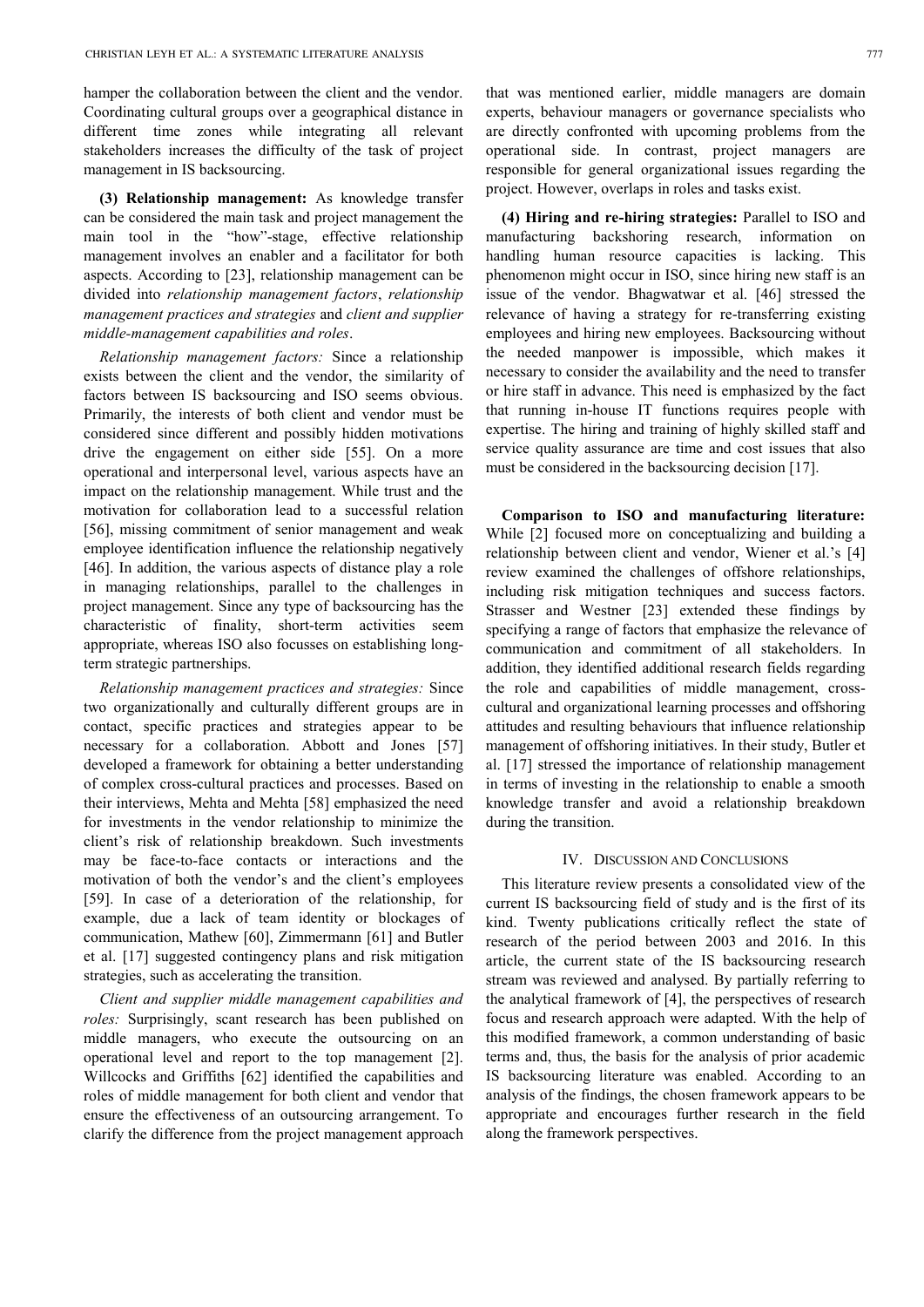hamper the collaboration between the client and the vendor. Coordinating cultural groups over a geographical distance in different time zones while integrating all relevant stakeholders increases the difficulty of the task of project management in IS backsourcing.

**(3) Relationship management:** As knowledge transfer can be considered the main task and project management the main tool in the "how"-stage, effective relationship management involves an enabler and a facilitator for both aspects. According to [23], relationship management can be divided into *relationship management factors*, *relationship management practices and strategies* and *client and supplier middle-management capabilities and roles*.

*Relationship management factors:* Since a relationship exists between the client and the vendor, the similarity of factors between IS backsourcing and ISO seems obvious. Primarily, the interests of both client and vendor must be considered since different and possibly hidden motivations drive the engagement on either side [55]. On a more operational and interpersonal level, various aspects have an impact on the relationship management. While trust and the motivation for collaboration lead to a successful relation [56], missing commitment of senior management and weak employee identification influence the relationship negatively [46]. In addition, the various aspects of distance play a role in managing relationships, parallel to the challenges in project management. Since any type of backsourcing has the characteristic of finality, short-term activities seem appropriate, whereas ISO also focusses on establishing long-term strategic partnerships.

*Relationship management practices and strategies:* Since two organizationally and culturally different groups are in contact, specific practices and strategies appear to be necessary for a collaboration. Abbott and Jones [57] developed a framework for obtaining a better understanding of complex cross-cultural practices and processes. Based on their interviews, Mehta and Mehta [58] emphasized the need for investments in the vendor relationship to minimize the client's risk of relationship breakdown. Such investments may be face-to-face contacts or interactions and the motivation of both the vendor's and the client's employees [59]. In case of a deterioration of the relationship, for example, due a lack of team identity or blockages of communication, Mathew [60], Zimmermann [61] and Butler et al. [17] suggested contingency plans and risk mitigation strategies, such as accelerating the transition.

*Client and supplier middle management capabilities and roles:* Surprisingly, scant research has been published on middle managers, who execute the outsourcing on an operational level and report to the top management [2]. Willcocks and Griffiths [62] identified the capabilities and roles of middle management for both client and vendor that ensure the effectiveness of an outsourcing arrangement. To clarify the difference from the project management approach that was mentioned earlier, middle managers are domain experts, behaviour managers or governance specialists who are directly confronted with upcoming problems from the operational side. In contrast, project managers are responsible for general organizational issues regarding the project. However, overlaps in roles and tasks exist.

**(4) Hiring and re-hiring strategies:** Parallel to ISO and manufacturing backshoring research, information on handling human resource capacities is lacking. This phenomenon might occur in ISO, since hiring new staff is an issue of the vendor. Bhagwatwar et al. [46] stressed the relevance of having a strategy for re-transferring existing employees and hiring new employees. Backsourcing without the needed manpower is impossible, which makes it necessary to consider the availability and the need to transfer or hire staff in advance. This need is emphasized by the fact that running in-house IT functions requires people with expertise. The hiring and training of highly skilled staff and service quality assurance are time and cost issues that also must be considered in the backsourcing decision [17].

**Comparison to ISO and manufacturing literature:** While [2] focused more on conceptualizing and building a relationship between client and vendor, Wiener et al.'s [4] review examined the challenges of offshore relationships, including risk mitigation techniques and success factors. Strasser and Westner [23] extended these findings by specifying a range of factors that emphasize the relevance of communication and commitment of all stakeholders. In addition, they identified additional research fields regarding the role and capabilities of middle management, cross-cultural and organizational learning processes and offshoring attitudes and resulting behaviours that influence relationship management of offshoring initiatives. In their study, Butler et al. [17] stressed the importance of relationship management in terms of investing in the relationship to enable a smooth knowledge transfer and avoid a relationship breakdown during the transition.

## IV. Discussion and Conclusions

This literature review presents a consolidated view of the current IS backsourcing field of study and is the first of its kind. Twenty publications critically reflect the state of research of the period between 2003 and 2016. In this article, the current state of the IS backsourcing research stream was reviewed and analysed. By partially referring to the analytical framework of [4], the perspectives of research focus and research approach were adapted. With the help of this modified framework, a common understanding of basic terms and, thus, the basis for the analysis of prior academic IS backsourcing literature was enabled. According to an analysis of the findings, the chosen framework appears to be appropriate and encourages further research in the field along the framework perspectives.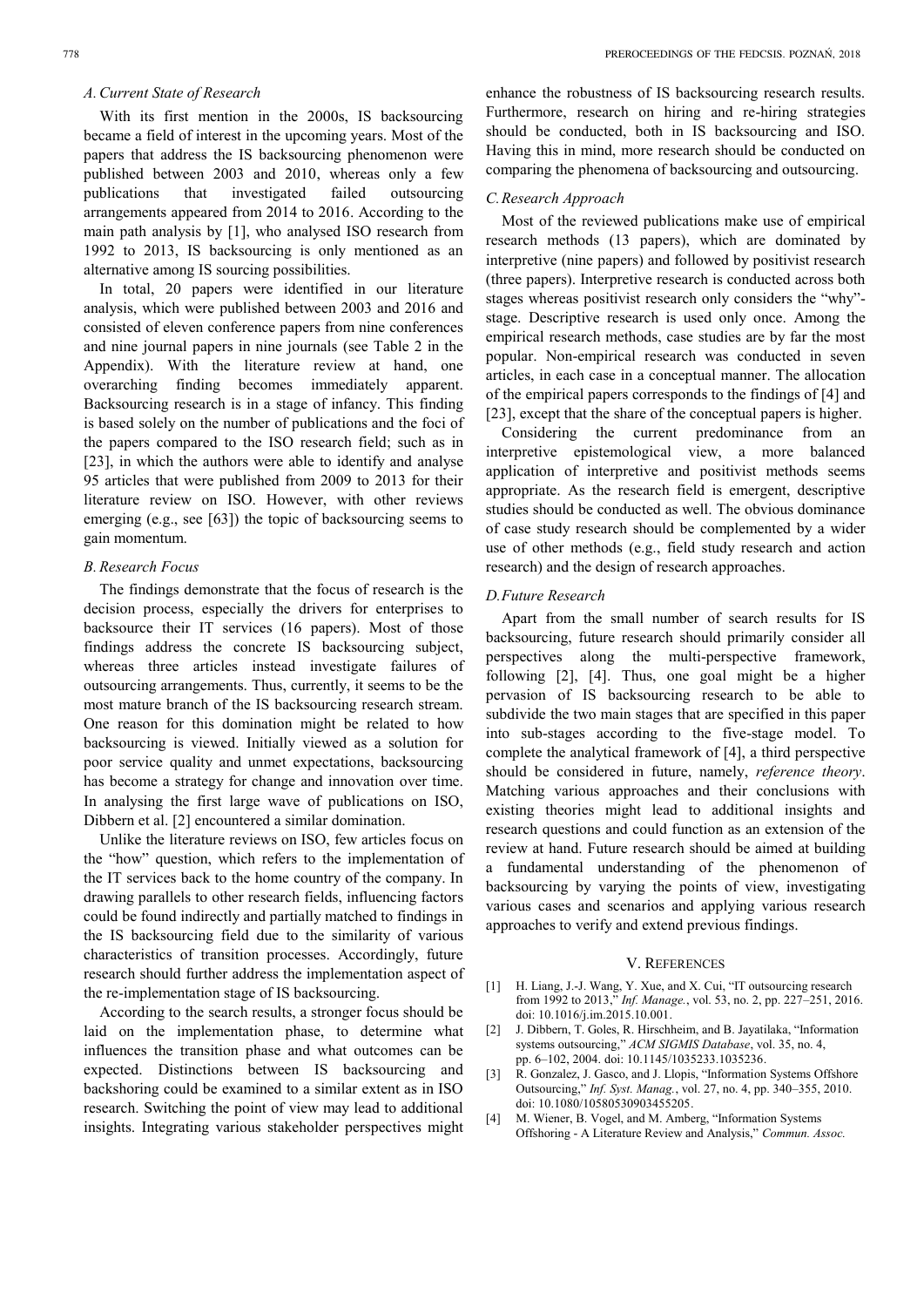### A. Current State of Research

With its first mention in the 2000s, IS backsourcing became a field of interest in the upcoming years. Most of the papers that address the IS backsourcing phenomenon were published between 2003 and 2010, whereas only a few publications that investigated failed outsourcing arrangements appeared from 2014 to 2016. According to the main path analysis by [1], who analysed ISO research from 1992 to 2013, IS backsourcing is only mentioned as an alternative among IS sourcing possibilities.

In total, 20 papers were identified in our literature analysis, which were published between 2003 and 2016 and consisted of eleven conference papers from nine conferences and nine journal papers in nine journals (see Table 2 in the Appendix). With the literature review at hand, one overarching finding becomes immediately apparent. Backsourcing research is in a stage of infancy. This finding is based solely on the number of publications and the foci of the papers compared to the ISO research field; such as in [23], in which the authors were able to identify and analyse 95 articles that were published from 2009 to 2013 for their literature review on ISO. However, with other reviews emerging (e.g., see [63]) the topic of backsourcing seems to gain momentum.

### B. Research Focus

The findings demonstrate that the focus of research is the decision process, especially the drivers for enterprises to backsource their IT services (16 papers). Most of those findings address the concrete IS backsourcing subject, whereas three articles instead investigate failures of outsourcing arrangements. Thus, currently, it seems to be the most mature branch of the IS backsourcing research stream. One reason for this domination might be related to how backsourcing is viewed. Initially viewed as a solution for poor service quality and unmet expectations, backsourcing has become a strategy for change and innovation over time. In analysing the first large wave of publications on ISO, Dibbern et al. [2] encountered a similar domination.

Unlike the literature reviews on ISO, few articles focus on the "how" question, which refers to the implementation of the IT services back to the home country of the company. In drawing parallels to other research fields, influencing factors could be found indirectly and partially matched to findings in the IS backsourcing field due to the similarity of various characteristics of transition processes. Accordingly, future research should further address the implementation aspect of the re-implementation stage of IS backsourcing.

According to the search results, a stronger focus should be laid on the implementation phase, to determine what influences the transition phase and what outcomes can be expected. Distinctions between IS backsourcing and backshoring could be examined to a similar extent as in ISO research. Switching the point of view may lead to additional insights. Integrating various stakeholder perspectives might enhance the robustness of IS backsourcing research results. Furthermore, research on hiring and re-hiring strategies should be conducted, both in IS backsourcing and ISO. Having this in mind, more research should be conducted on comparing the phenomena of backsourcing and outsourcing.

### C. Research Approach

Most of the reviewed publications make use of empirical research methods (13 papers), which are dominated by interpretive (nine papers) and followed by positivist research (three papers). Interpretive research is conducted across both stages whereas positivist research only considers the "why"-stage. Descriptive research is used only once. Among the empirical research methods, case studies are by far the most popular. Non-empirical research was conducted in seven articles, in each case in a conceptual manner. The allocation of the empirical papers corresponds to the findings of [4] and [23], except that the share of the conceptual papers is higher.

Considering the current predominance from an interpretive epistemological view, a more balanced application of interpretive and positivist methods seems appropriate. As the research field is emergent, descriptive studies should be conducted as well. The obvious dominance of case study research should be complemented by a wider use of other methods (e.g., field study research and action research) and the design of research approaches.

### D. Future Research

Apart from the small number of search results for IS backsourcing, future research should primarily consider all perspectives along the multi-perspective framework, following [2], [4]. Thus, one goal might be a higher pervasion of IS backsourcing research to be able to subdivide the two main stages that are specified in this paper into sub-stages according to the five-stage model. To complete the analytical framework of [4], a third perspective should be considered in future, namely, *reference theory*. Matching various approaches and their conclusions with existing theories might lead to additional insights and research questions and could function as an extension of the review at hand. Future research should be aimed at building a fundamental understanding of the phenomenon of backsourcing by varying the points of view, investigating various cases and scenarios and applying various research approaches to verify and extend previous findings.

## V. References

[1] H. Liang, J.-J. Wang, Y. Xue, and X. Cui, "IT outsourcing research from 1992 to 2013," *Inf. Manage.*, vol. 53, no. 2, pp. 227–251, 2016. doi: 10.1016/j.im.2015.10.001.

[2] J. Dibbern, T. Goles, R. Hirschheim, and B. Jayatilaka, "Information systems outsourcing," *ACM SIGMIS Database*, vol. 35, no. 4, pp. 6–102, 2004. doi: 10.1145/1035233.1035236.

[3] R. Gonzalez, J. Gasco, and J. Llopis, "Information Systems Offshore Outsourcing," *Inf. Syst. Manag.*, vol. 27, no. 4, pp. 340–355, 2010. doi: 10.1080/10580530903455205.

[4] M. Wiener, B. Vogel, and M. Amberg, "Information Systems Offshoring - A Literature Review and Analysis," *Commun. Assoc.*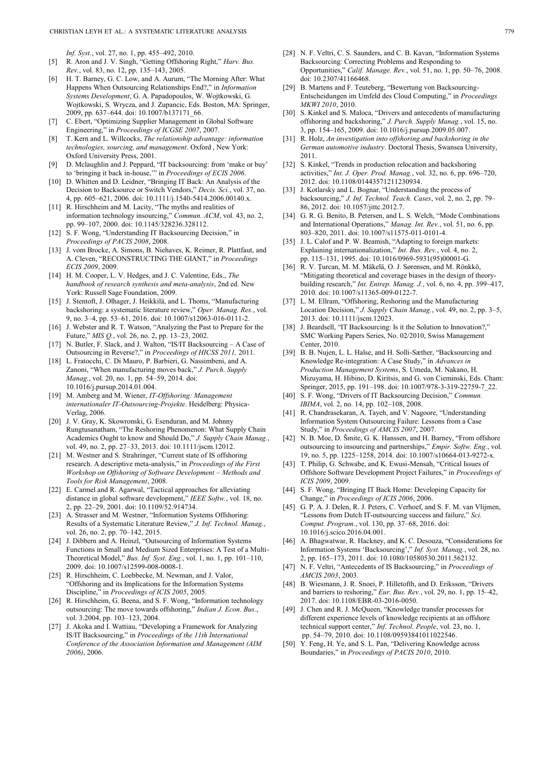*Inf. Syst.*, vol. 27, no. 1, pp. 455–492, 2010.

[5] R. Aron and J. V. Singh, "Getting Offshoring Right," *Harv. Bus. Rev.*, vol. 83, no. 12, pp. 135–143, 2005.

[6] H. T. Barney, G. C. Low, and A. Aurum, "The Morning After: What Happens When Outsourcing Relationships End?," in *Information Systems Development*, G. A. Papadopoulos, W. Wojtkowski, G. Wojtkowski, S. Wrycza, and J. Zupancic, Eds. Boston, MA: Springer, 2009, pp. 637–644. doi: 10.1007/b137171_66.

[7] C. Ebert, "Optimizing Supplier Management in Global Software Engineering," in *Proceedings of ICGSE 2007*, 2007.

[8] T. Kern and L. Willcocks, *The relationship advantage: information technologies, sourcing, and management*. Oxford , New York: Oxford University Press, 2001.

[9] D. Mclaughlin and J. Peppard, "IT backsourcing: from 'make or buy' to 'bringing it back in-house,'" in *Proceedings of ECIS 2006*.

[10] D. Whitten and D. Leidner, "Bringing IT Back: An Analysis of the Decision to Backsource or Switch Vendors," *Decis. Sci.*, vol. 37, no. 4, pp. 605–621, 2006. doi: 10.1111/j.1540-5414.2006.00140.x.

[11] R. Hirschheim and M. Lacity, "The myths and realities of information technology insourcing," *Commun. ACM*, vol. 43, no. 2, pp. 99–107, 2000. doi: 10.1145/328236.328112.

[12] S. F. Wong, "Understanding IT Backsourcing Decision," in *Proceedings of PACIS 2008*, 2008.

[13] J. vom Brocke, A. Simons, B. Niehaves, K. Reimer, R. Plattfaut, and A. Cleven, "RECONSTRUCTING THE GIANT," in *Proceedings ECIS 2009*, 2009.

[14] H. M. Cooper, L. V. Hedges, and J. C. Valentine, Eds., *The handbook of research synthesis and meta-analysis*, 2nd ed. New York: Russell Sage Foundation, 2009.

[15] J. Stentoft, J. Olhager, J. Heikkilä, and L. Thoms, "Manufacturing backshoring: a systematic literature review," *Oper. Manag. Res.*, vol. 9, no. 3–4, pp. 53–61, 2016. doi: 10.1007/s12063-016-0111-2.

[16] J. Webster and R. T. Watson, "Analyzing the Past to Prepare for the Future," *MIS Q.*, vol. 26, no. 2, pp. 13–23, 2002.

[17] N. Butler, F. Slack, and J. Walton, "IS/IT Backsourcing – A Case of Outsourcing in Reverse?," in *Proceedings of HICSS 2011,* 2011.

[18] L. Fratocchi, C. Di Mauro, P. Barbieri, G. Nassimbeni, and A. Zanoni, "When manufacturing moves back," *J. Purch. Supply Manag.*, vol. 20, no. 1, pp. 54–59, 2014. doi: 10.1016/j.pursup.2014.01.004.

[19] M. Amberg and M. Wiener, *IT-Offshoring: Management internationaler IT-Outsourcing-Projekte*. Heidelberg: Physica-Verlag, 2006.

[20] J. V. Gray, K. Skowronski, G. Esenduran, and M. Johnny Rungtusanatham, "The Reshoring Phenomenon: What Supply Chain Academics Ought to know and Should Do," *J. Supply Chain Manag.*, vol. 49, no. 2, pp. 27–33, 2013. doi: 10.1111/jscm.12012.

[21] M. Westner and S. Strahringer, "Current state of IS offshoring research. A descriptive meta-analysis," in *Proceedings of the First Workshop on Offshoring of Software Development – Methods and Tools for Risk Management*, 2008.

[22] E. Carmel and R. Agarwal, "Tactical approaches for alleviating distance in global software development," *IEEE Softw.*, vol. 18, no. 2, pp. 22–29, 2001. doi: 10.1109/52.914734.

[23] A. Strasser and M. Westner, "Information Systems Offshoring: Results of a Systematic Literature Review," *J. Inf. Technol. Manag.*, vol. 26, no. 2, pp. 70–142, 2015.

[24] J. Dibbern and A. Heinzl, "Outsourcing of Information Systems Functions in Small and Medium Sized Enterprises: A Test of a Multi-Theoretical Model," *Bus. Inf. Syst. Eng.*, vol. 1, no. 1, pp. 101–110, 2009. doi: 10.1007/s12599-008-0008-1.

[25] R. Hirschheim, C. Loebbecke, M. Newman, and J. Valor, "Offshoring and its Implications for the Information Systems Discipline," in *Proceedings of ICIS 2005*, 2005.

[26] R. Hirschheim, G. Beena, and S. F. Wong, "Information technology outsourcing: The move towards offshoring," *Indian J. Econ. Bus.*, vol. 3.2004, pp. 103–123, 2004.

[27] J. Akoka and I. Wattiau, "Developing a Framework for Analyzing IS/IT Backsourcing," in *Proceedings of the 11th International Conference of the Association Information and Management (AIM 2006)*, 2006.

[28] N. F. Veltri, C. S. Saunders, and C. B. Kavan, "Information Systems Backsourcing: Correcting Problems and Responding to Opportunities," *Calif. Manage. Rev.*, vol. 51, no. 1, pp. 50–76, 2008. doi: 10.2307/41166468.

[29] B. Martens and F. Teuteberg, "Bewertung von Backsourcing-Entscheidungen im Umfeld des Cloud Computing," in *Proceedings MKWI 2010*, 2010.

[30] S. Kinkel and S. Maloca, "Drivers and antecedents of manufacturing offshoring and backshoring," *J. Purch. Supply Manag.*, vol. 15, no. 3, pp. 154–165, 2009. doi: 10.1016/j.pursup.2009.05.007.

[31] R. Holz, *An investigation into offshoring and backshoring in the German automotive industry*. Doctoral Thesis, Swansea University, 2011.

[32] S. Kinkel, "Trends in production relocation and backshoring activities," *Int. J. Oper. Prod. Manag.*, vol. 32, no. 6, pp. 696–720, 2012. doi: 10.1108/01443571211230934.

[33] J. Kotlarsky and L. Bognar, "Understanding the process of backsourcing," *J. Inf. Technol. Teach. Cases*, vol. 2, no. 2, pp. 79–86, 2012. doi: 10.1057/jittc.2012.7.

[34] G. R. G. Benito, B. Petersen, and L. S. Welch, "Mode Combinations and International Operations," *Manag. Int. Rev.*, vol. 51, no. 6, pp. 803–820, 2011. doi: 10.1007/s11575-011-0101-4.

[35] J. L. Calof and P. W. Beamish, "Adapting to foreign markets: Explaining internationalization," *Int. Bus. Rev.*, vol. 4, no. 2, pp. 115–131, 1995. doi: 10.1016/0969-5931(95)00001-G.

[36] R. V. Ţurcan, M. M. Mäkelä, O. J. Sørensen, and M. Rönkkö, "Mitigating theoretical and coverage biases in the design of theory-building research," *Int. Entrep. Manag. J.*, vol. 6, no. 4, pp. 399–417, 2010. doi: 10.1007/s11365-009-0122-7.

[37] L. M. Ellram, "Offshoring, Reshoring and the Manufacturing Location Decision," *J. Supply Chain Manag.*, vol. 49, no. 2, pp. 3–5, 2013. doi: 10.1111/jscm.12023.

[38] J. Beardsell, "IT Backsourcing: Is it the Solution to Innovation?," SMC Working Papers Series, No. 02/2010, Swiss Management Center, 2010.

[39] B. B. Nujen, L. L. Halse, and H. Solli-Sæther, "Backsourcing and Knowledge Re-integration: A Case Study," in *Advances in Production Management Systems*, S. Umeda, M. Nakano, H. Mizuyama, H. Hibino, D. Kiritsis, and G. von Cieminski, Eds. Cham: Springer, 2015, pp. 191–198. doi: 10.1007/978-3-319-22759-7_22.

[40] S. F. Wong, "Drivers of IT Backsourcing Decision," *Commun. IBIMA*, vol. 2, no. 14, pp. 102–108, 2008.

[41] R. Chandrasekaran, A. Tayeh, and V. Nagoore, "Understanding Information System Outsourcing Failure: Lessons from a Case Study," in *Proceedings of AMCIS 2007*, 2007.

[42] N. B. Moe, D. Šmite, G. K. Hanssen, and H. Barney, "From offshore outsourcing to insourcing and partnerships," *Empir. Softw. Eng.*, vol. 19, no. 5, pp. 1225–1258, 2014. doi: 10.1007/s10664-013-9272-x.

[43] T. Philip, G. Schwabe, and K. Ewusi-Mensah, "Critical Issues of Offshore Software Development Project Failures," in *Proceedings of ICIS 2009*, 2009.

[44] S. F. Wong, "Bringing IT Back Home: Developing Capacity for Change," in *Proceedings of ICIS 2006*, 2006.

[45] G. P. A. J. Delen, R. J. Peters, C. Verhoef, and S. F. M. van Vlijmen, "Lessons from Dutch IT-outsourcing success and failure," *Sci. Comput. Program.*, vol. 130, pp. 37–68, 2016. doi: 10.1016/j.scico.2016.04.001.

[46] A. Bhagwatwar, R. Hackney, and K. C. Desouza, "Considerations for Information Systems 'Backsourcing'," *Inf. Syst. Manag.*, vol. 28, no. 2, pp. 165–173, 2011. doi: 10.1080/10580530.2011.562132.

[47] N. F. Veltri, "Antecedents of IS Backsourcing," in *Proceedings of AMCIS 2003*, 2003.

[48] B. Wiesmann, J. R. Snoei, P. Hilletofth, and D. Eriksson, "Drivers and barriers to reshoring," *Eur. Bus. Rev.*, vol. 29, no. 1, pp. 15–42, 2017. doi: 10.1108/EBR-03-2016-0050.

[49] J. Chen and R. J. McQueen, "Knowledge transfer processes for different experience levels of knowledge recipients at an offshore technical support center," *Inf. Technol. People*, vol. 23, no. 1, pp. 54–79, 2010. doi: 10.1108/09593841011022546.

[50] Y. Feng, H. Ye, and S. L. Pan, "Delivering Knowledge across Boundaries," in *Proceedings of PACIS 2010*, 2010.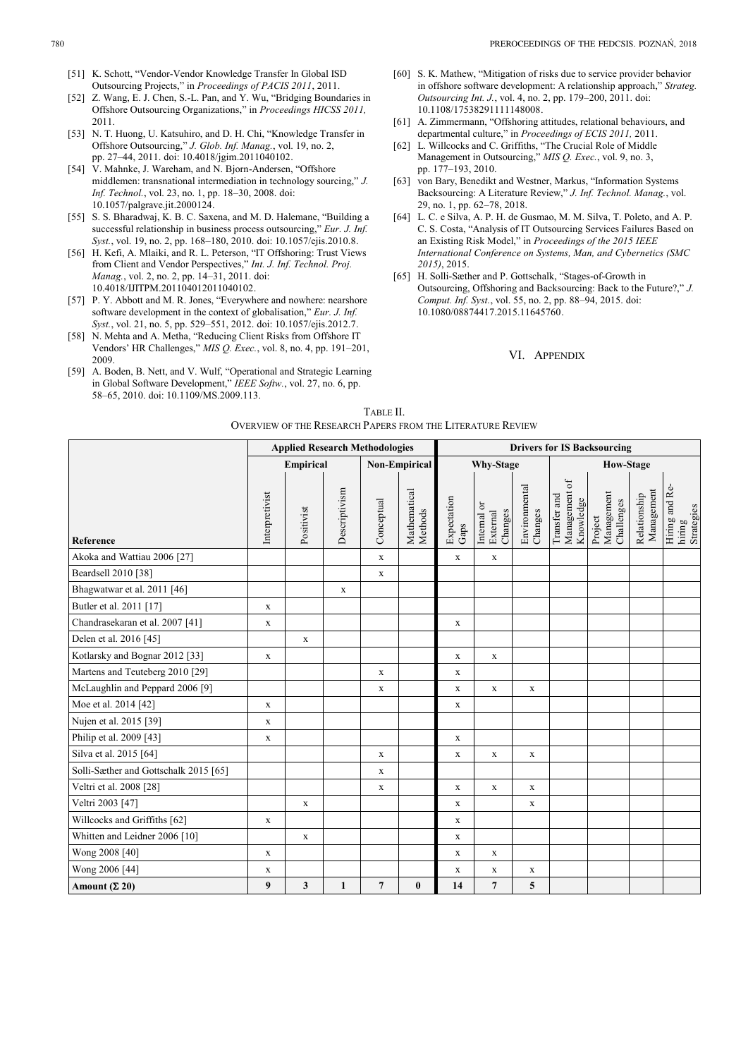[51] K. Schott, "Vendor-Vendor Knowledge Transfer In Global ISD Outsourcing Projects," in *Proceedings of PACIS 2011*, 2011.

[52] Z. Wang, E. J. Chen, S.-L. Pan, and Y. Wu, "Bridging Boundaries in Offshore Outsourcing Organizations," in *Proceedings HICSS 2011,* 2011.

[53] N. T. Huong, U. Katsuhiro, and D. H. Chi, "Knowledge Transfer in Offshore Outsourcing," *J. Glob. Inf. Manag.*, vol. 19, no. 2, pp. 27–44, 2011. doi: 10.4018/jgim.2011040102.

[54] V. Mahnke, J. Wareham, and N. Bjorn-Andersen, "Offshore middlemen: transnational intermediation in technology sourcing," *J. Inf. Technol.*, vol. 23, no. 1, pp. 18–30, 2008. doi: 10.1057/palgrave.jit.2000124.

[55] S. S. Bharadwaj, K. B. C. Saxena, and M. D. Halemane, "Building a successful relationship in business process outsourcing," *Eur. J. Inf. Syst.*, vol. 19, no. 2, pp. 168–180, 2010. doi: 10.1057/ejis.2010.8.

[56] H. Kefi, A. Mlaiki, and R. L. Peterson, "IT Offshoring: Trust Views from Client and Vendor Perspectives," *Int. J. Inf. Technol. Proj. Manag.*, vol. 2, no. 2, pp. 14–31, 2011. doi: 10.4018/IJITPM.2011040102011040102.

[57] P. Y. Abbott and M. R. Jones, "Everywhere and nowhere: nearshore software development in the context of globalisation," *Eur. J. Inf. Syst.*, vol. 21, no. 5, pp. 529–551, 2012. doi: 10.1057/ejis.2012.7.

[58] N. Mehta and A. Metha, "Reducing Client Risks from Offshore IT Vendors' HR Challenges," *MIS Q. Exec.*, vol. 8, no. 4, pp. 191–201, 2009.

[59] A. Boden, B. Nett, and V. Wulf, "Operational and Strategic Learning in Global Software Development," *IEEE Softw.*, vol. 27, no. 6, pp. 58–65, 2010. doi: 10.1109/MS.2009.113.

[60] S. K. Mathew, "Mitigation of risks due to service provider behavior in offshore software development: A relationship approach," *Strateg. Outsourcing Int. J.*, vol. 4, no. 2, pp. 179–200, 2011. doi: 10.1108/17538291111148008.

[61] A. Zimmermann, "Offshoring attitudes, relational behaviours, and departmental culture," in *Proceedings of ECIS 2011,* 2011.

[62] L. Willcocks and C. Griffiths, "The Crucial Role of Middle Management in Outsourcing," *MIS Q. Exec.*, vol. 9, no. 3, pp. 177–193, 2010.

[63] von Bary, Benedikt and Westner, Markus, "Information Systems Backsourcing: A Literature Review," *J. Inf. Technol. Manag.*, vol. 29, no. 1, pp. 62–78, 2018.

[64] L. C. e Silva, A. P. H. de Gusmao, M. M. Silva, T. Poleto, and A. P. C. S. Costa, "Analysis of IT Outsourcing Services Failures Based on an Existing Risk Model," in *Proceedings of the 2015 IEEE International Conference on Systems, Man, and Cybernetics (SMC 2015)*, 2015.

[65] H. Solli-Sæther and P. Gottschalk, "Stages-of-Growth in Outsourcing, Offshoring and Backsourcing: Back to the Future?," *J. Comput. Inf. Syst.*, vol. 55, no. 2, pp. 88–94, 2015. doi: 10.1080/08874417.2015.11645760.

# VI. Appendix

TABLE II.
OVERVIEW OF THE RESEARCH PAPERS FROM THE LITERATURE REVIEW

| | Applied Research Methodologies | | | | | Drivers for IS Backsourcing | | | | | | |
|---|---|---|---|---|---|---|---|---|---|---|---|---|
| | Empirical | | | Non-Empirical | | Why-Stage | | | How-Stage | | | |
| Reference | Interpretivist | Positivist | Descriptivism | Conceptual | Mathematical Methods | Expectation Gaps | Internal or External Changes | Environmental Changes | Transfer and Management of Knowledge | Project Management Challenges | Relationship Management | Hiring and Re-hiring Strategies |
| Akoka and Wattiau 2006 [27] | | | | x | | x | x | | | | | |
| Beardsell 2010 [38] | | | | x | | | | | | | | |
| Bhagwatwar et al. 2011 [46] | | | x | | | | | | | | | |
| Butler et al. 2011 [17] | x | | | | | | | | | | | |
| Chandrasekaran et al. 2007 [41] | x | | | | | x | | | | | | |
| Delen et al. 2016 [45] | | x | | | | | | | | | | |
| Kotlarsky and Bognar 2012 [33] | x | | | | | x | x | | | | | |
| Martens and Teuteberg 2010 [29] | | | | x | | x | | | | | | |
| McLaughlin and Peppard 2006 [9] | | | | x | | x | x | x | | | | |
| Moe et al. 2014 [42] | x | | | | | x | | | | | | |
| Nujen et al. 2015 [39] | x | | | | | | | | | | | |
| Philip et al. 2009 [43] | x | | | | | x | | | | | | |
| Silva et al. 2015 [64] | | | | x | | x | x | x | | | | |
| Solli-Sæther and Gottschalk 2015 [65] | | | | x | | | | | | | | |
| Veltri et al. 2008 [28] | | | | x | | x | x | x | | | | |
| Veltri 2003 [47] | | x | | | | x | | x | | | | |
| Willcocks and Griffiths [62] | x | | | | | x | | | | | | |
| Whitten and Leidner 2006 [10] | | x | | | | x | | | | | | |
| Wong 2008 [40] | x | | | | | x | x | | | | | |
| Wong 2006 [44] | x | | | | | x | x | x | | | | |
| **Amount (Σ 20)** | **9** | **3** | **1** | **7** | **0** | **14** | **7** | **5** | | | | |